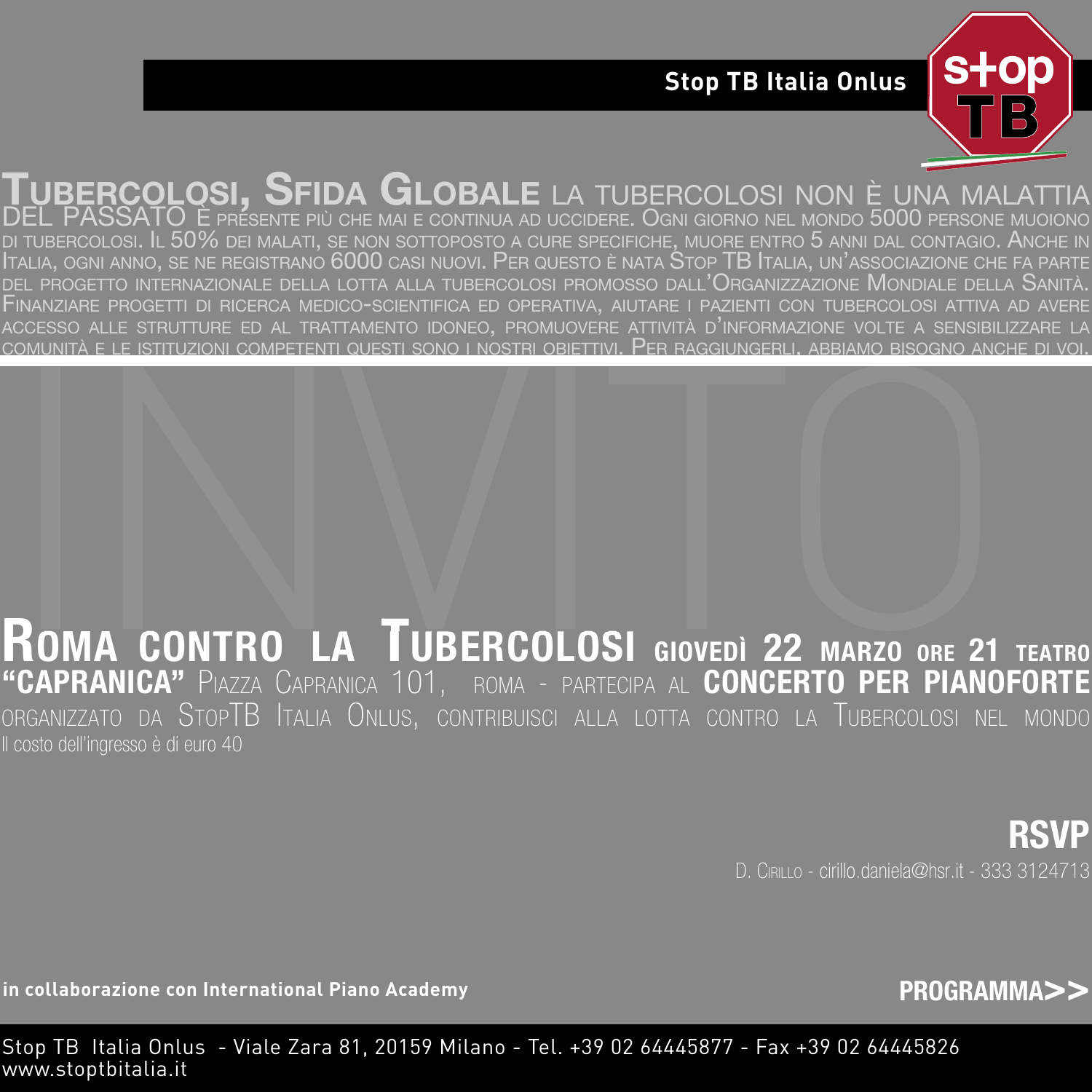**Stop TB Italia Onlus**

**Tubercolosi, Sfida Globale** la tubercolosi non è una malattia del passato è presente più che mai e continua ad uccidere. Ogni giorno nel mondo 5000 persone muoiono di tubercolosi. Il 50% dei malati, se non sottoposto a cure specifiche, muore entro 5 anni dal contagio. Anche in Italia, ogni anno, se ne registrano 6000 casi nuovi. Per questo è nata Stop TB Italia, un'associazione che fa parte del progetto internazionale della lotta alla tubercolosi promosso dall'Organizzazione Mondiale della Sanità. Finanziare progetti di ricerca medico-scientifica ed operativa, aiutare i pazienti con tubercolosi attiva ad avere accesso alle strutture ed al trattamento idoneo, promuovere attività d'informazione volte a sensibilizzare la comunità e le istituzioni competenti questi sono i nostri obiettivi. Per raggiungerli, abbiamo bisogno anche di voi.

# INVITO

**Roma contro la Tubercolosi giovedì 22 marzo ore 21 teatro "Capranica"** Piazza Capranica 101, Roma - partecipa al **concerto per pianoforte** organizzato da StopTB Italia Onlus, contribuisci alla lotta contro la Tubercolosi nel mondo

Il costo dell'ingresso è di euro 40

**RSVP**

D. Cirillo - cirillo.daniela@hsr.it - 333 3124713

**in collaborazione con International Piano Academy**

**PROGRAMMA>>**

Stop TB Italia Onlus - Viale Zara 81, 20159 Milano - Tel. +39 02 64445877 - Fax +39 02 64445826
www.stoptbitalia.it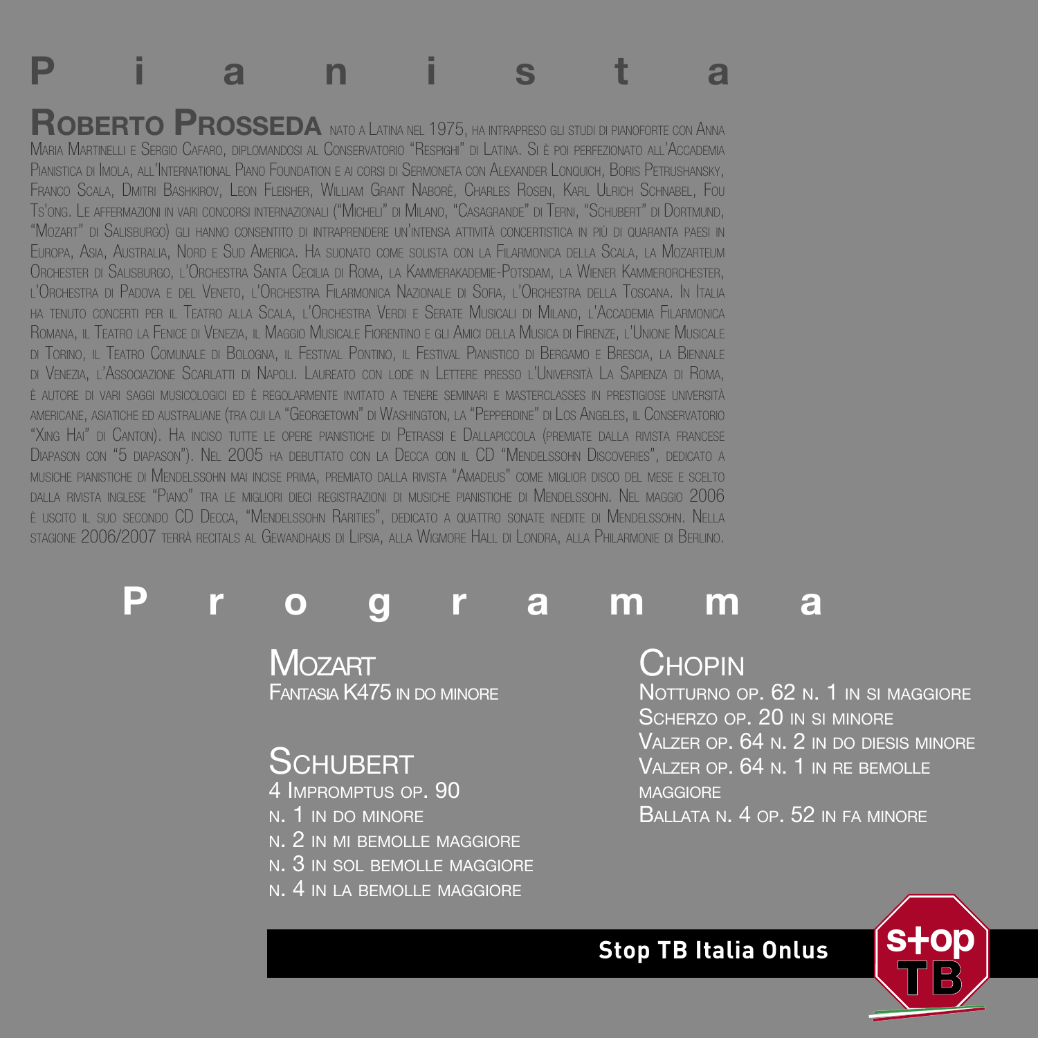# Pianista

**Roberto Prosseda** nato a Latina nel 1975, ha intrapreso gli studi di pianoforte con Anna Maria Martinelli e Sergio Cafaro, diplomandosi al Conservatorio "Respighi" di Latina. Si è poi perfezionato all'Accademia Pianistica di Imola, all'International Piano Foundation e ai corsi di Sermoneta con Alexander Lonquich, Boris Petrushansky, Franco Scala, Dmitri Bashkirov, Leon Fleisher, William Grant Naborè, Charles Rosen, Karl Ulrich Schnabel, Fou Ts'ong. Le affermazioni in vari concorsi internazionali ("Micheli" di Milano, "Casagrande" di Terni, "Schubert" di Dortmund, "Mozart" di Salisburgo) gli hanno consentito di intraprendere un'intensa attività concertistica in più di quaranta paesi in Europa, Asia, Australia, Nord e Sud America. Ha suonato come solista con la Filarmonica della Scala, la Mozarteum Orchester di Salisburgo, l'Orchestra Santa Cecilia di Roma, la Kammerakademie-Potsdam, la Wiener Kammerorchester, l'Orchestra di Padova e del Veneto, l'Orchestra Filarmonica Nazionale di Sofia, l'Orchestra della Toscana. In Italia ha tenuto concerti per il Teatro alla Scala, l'Orchestra Verdi e Serate Musicali di Milano, l'Accademia Filarmonica Romana, il Teatro La Fenice di Venezia, il Maggio Musicale Fiorentino e gli Amici della Musica di Firenze, l'Unione Musicale di Torino, il Teatro Comunale di Bologna, il Festival Pontino, il Festival Pianistico di Bergamo e Brescia, la Biennale di Venezia, l'Associazione Scarlatti di Napoli. Laureato con lode in Lettere presso l'Università La Sapienza di Roma, è autore di vari saggi musicologici ed è regolarmente invitato a tenere seminari e masterclasses in prestigiose università americane, asiatiche ed australiane (tra cui la "Georgetown" di Washington, la "Pepperdine" di Los Angeles, il Conservatorio "Xing Hai" di Canton). Ha inciso tutte le opere pianistiche di Petrassi e Dallapiccola (premiate dalla rivista francese Diapason con "5 diapason"). Nel 2005 ha debuttato con la Decca con il CD "Mendelssohn Discoveries", dedicato a musiche pianistiche di Mendelssohn mai incise prima, premiato dalla rivista "Amadeus" come miglior disco del mese e scelto dalla rivista inglese "Piano" tra le migliori dieci registrazioni di musiche pianistiche di Mendelssohn. Nel maggio 2006 è uscito il suo secondo CD Decca, "Mendelssohn Rarities", dedicato a quattro sonate inedite di Mendelssohn. Nella stagione 2006/2007 terrà recitals al Gewandhaus di Lipsia, alla Wigmore Hall di Londra, alla Philarmonie di Berlino.

# Programma

## Mozart
Fantasia K475 in do minore

## Schubert
4 Impromptus op. 90
n. 1 in do minore
n. 2 in mi bemolle maggiore
n. 3 in sol bemolle maggiore
n. 4 in la bemolle maggiore

## Chopin
Notturno op. 62 n. 1 in si maggiore
Scherzo op. 20 in si minore
Valzer op. 64 n. 2 in do diesis minore
Valzer op. 64 n. 1 in re bemolle maggiore
Ballata n. 4 op. 52 in fa minore

**Stop TB Italia Onlus**